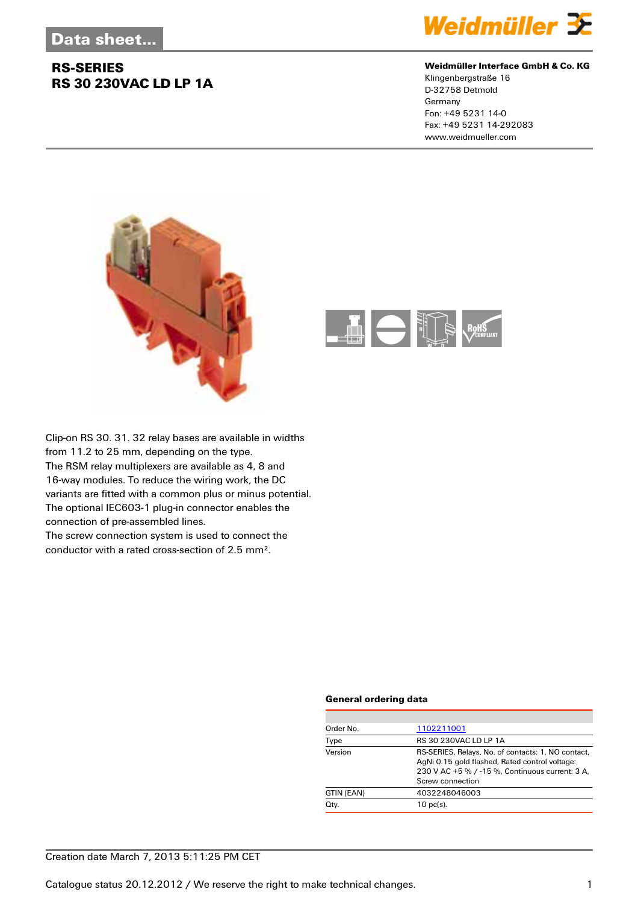Data sheet...

## RS-SERIES
## RS 30 230VAC LD LP 1A

**Weidmüller Interface GmbH & Co. KG**
Klingenbergstraße 16
D-32758 Detmold
Germany
Fon: +49 5231 14-0
Fax: +49 5231 14-292083
www.weidmueller.com

Clip-on RS 30. 31. 32 relay bases are available in widths from 11.2 to 25 mm, depending on the type.
The RSM relay multiplexers are available as 4, 8 and 16-way modules. To reduce the wiring work, the DC variants are fitted with a common plus or minus potential.
The optional IEC603-1 plug-in connector enables the connection of pre-assembled lines.
The screw connection system is used to connect the conductor with a rated cross-section of 2.5 mm².

### General ordering data

| | |
|---|---|
| Order No. | 1102211001 |
| Type | RS 30 230VAC LD LP 1A |
| Version | RS-SERIES, Relays, No. of contacts: 1, NO contact, AgNi 0.15 gold flashed, Rated control voltage: 230 V AC +5 % / -15 %, Continuous current: 3 A, Screw connection |
| GTIN (EAN) | 4032248046003 |
| Qty. | 10 pc(s). |

Creation date March 7, 2013 5:11:25 PM CET

Catalogue status 20.12.2012 / We reserve the right to make technical changes.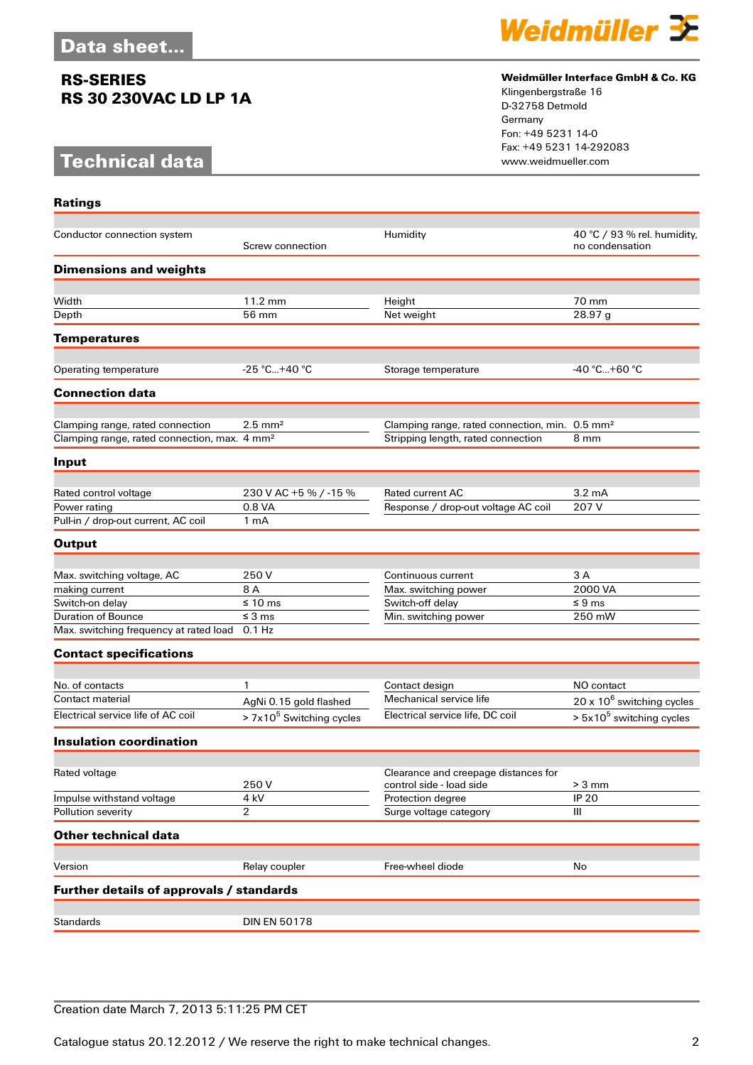# Data sheet...

## RS-SERIES
## RS 30 230VAC LD LP 1A

**Weidmüller Interface GmbH & Co. KG**
Klingenbergstraße 16
D-32758 Detmold
Germany
Fon: +49 5231 14-0
Fax: +49 5231 14-292083
www.weidmueller.com

# Technical data

### Ratings

| | | | |
|---|---|---|---|
| Conductor connection system | Screw connection | Humidity | 40 °C / 93 % rel. humidity, no condensation |

### Dimensions and weights

| | | | |
|---|---|---|---|
| Width | 11.2 mm | Height | 70 mm |
| Depth | 56 mm | Net weight | 28.97 g |

### Temperatures

| | | | |
|---|---|---|---|
| Operating temperature | -25 °C...+40 °C | Storage temperature | -40 °C...+60 °C |

### Connection data

| | | | |
|---|---|---|---|
| Clamping range, rated connection | 2.5 mm² | Clamping range, rated connection, min. | 0.5 mm² |
| Clamping range, rated connection, max. | 4 mm² | Stripping length, rated connection | 8 mm |

### Input

| | | | |
|---|---|---|---|
| Rated control voltage | 230 V AC +5 % / -15 % | Rated current AC | 3.2 mA |
| Power rating | 0.8 VA | Response / drop-out voltage AC coil | 207 V |
| Pull-in / drop-out current, AC coil | 1 mA | | |

### Output

| | | | |
|---|---|---|---|
| Max. switching voltage, AC | 250 V | Continuous current | 3 A |
| making current | 8 A | Max. switching power | 2000 VA |
| Switch-on delay | ≤ 10 ms | Switch-off delay | ≤ 9 ms |
| Duration of Bounce | ≤ 3 ms | Min. switching power | 250 mW |
| Max. switching frequency at rated load | 0.1 Hz | | |

### Contact specifications

| | | | |
|---|---|---|---|
| No. of contacts | 1 | Contact design | NO contact |
| Contact material | AgNi 0.15 gold flashed | Mechanical service life | 20 x $10^6$ switching cycles |
| Electrical service life of AC coil | > 7x$10^5$ Switching cycles | Electrical service life, DC coil | > 5x$10^5$ switching cycles |

### Insulation coordination

| | | | |
|---|---|---|---|
| Rated voltage | 250 V | Clearance and creepage distances for control side - load side | > 3 mm |
| Impulse withstand voltage | 4 kV | Protection degree | IP 20 |
| Pollution severity | 2 | Surge voltage category | III |

### Other technical data

| | | | |
|---|---|---|---|
| Version | Relay coupler | Free-wheel diode | No |

### Further details of approvals / standards

| | |
|---|---|
| Standards | DIN EN 50178 |

Creation date March 7, 2013 5:11:25 PM CET

Catalogue status 20.12.2012 / We reserve the right to make technical changes.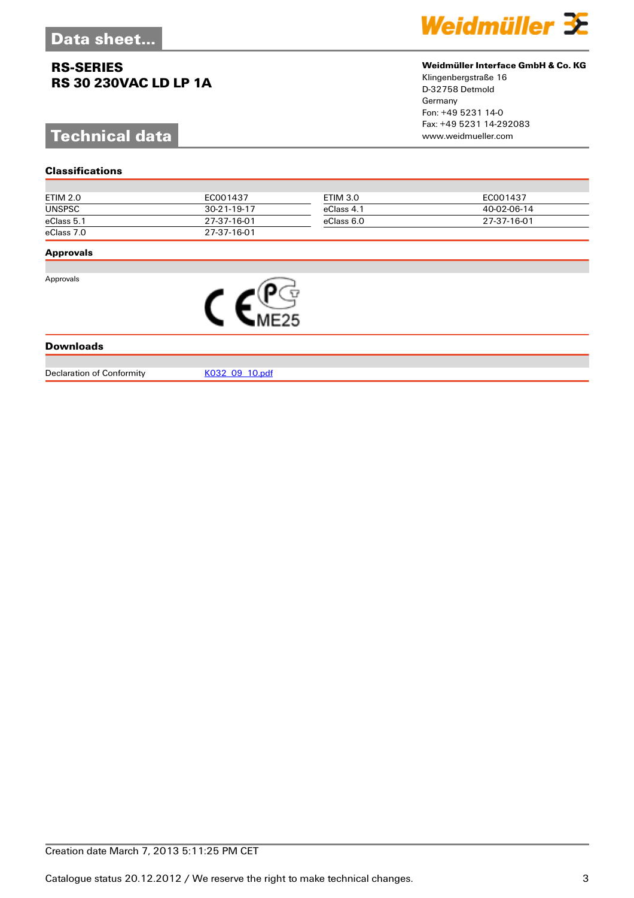# Data sheet...

## RS-SERIES
## RS 30 230VAC LD LP 1A

**Weidmüller Interface GmbH & Co. KG**
Klingenbergstraße 16
D-32758 Detmold
Germany
Fon: +49 5231 14-0
Fax: +49 5231 14-292083
www.weidmueller.com

# Technical data

### Classifications

| | | | |
|---|---|---|---|
| ETIM 2.0 | EC001437 | ETIM 3.0 | EC001437 |
| UNSPSC | 30-21-19-17 | eClass 4.1 | 40-02-06-14 |
| eClass 5.1 | 27-37-16-01 | eClass 6.0 | 27-37-16-01 |
| eClass 7.0 | 27-37-16-01 | | |

### Approvals

Approvals

### Downloads

| | |
|---|---|
| Declaration of Conformity | K032_09_10.pdf |

Creation date March 7, 2013 5:11:25 PM CET

Catalogue status 20.12.2012 / We reserve the right to make technical changes.